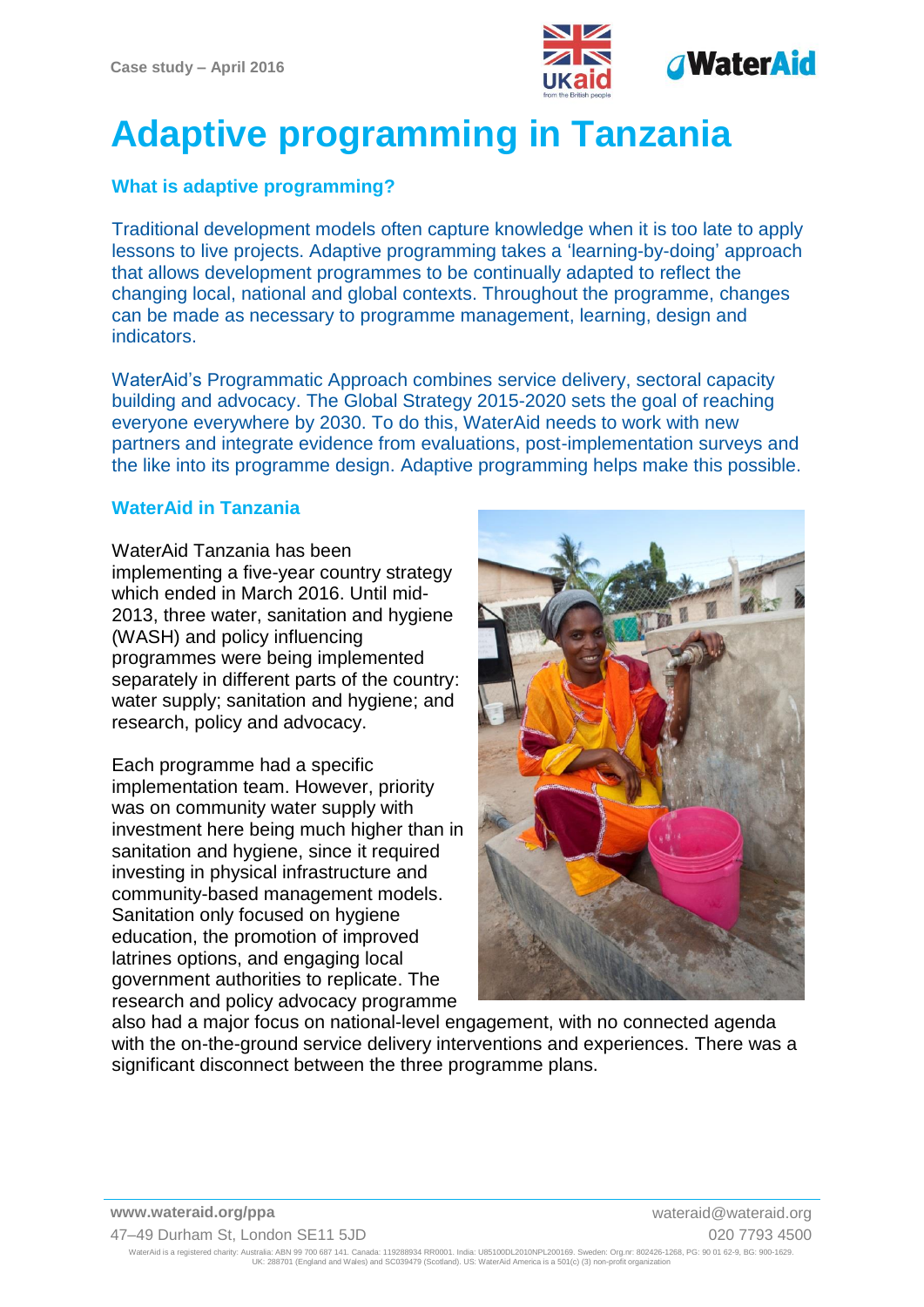Case study – April 2016

# Adaptive programming in Tanzania

## What is adaptive programming?

Traditional development models often capture knowledge when it is too late to apply lessons to live projects. Adaptive programming takes a 'learning-by-doing' approach that allows development programmes to be continually adapted to reflect the changing local, national and global contexts. Throughout the programme, changes can be made as necessary to programme management, learning, design and indicators.

WaterAid's Programmatic Approach combines service delivery, sectoral capacity building and advocacy. The Global Strategy 2015-2020 sets the goal of reaching everyone everywhere by 2030. To do this, WaterAid needs to work with new partners and integrate evidence from evaluations, post-implementation surveys and the like into its programme design. Adaptive programming helps make this possible.

## WaterAid in Tanzania

WaterAid Tanzania has been implementing a five-year country strategy which ended in March 2016. Until mid-2013, three water, sanitation and hygiene (WASH) and policy influencing programmes were being implemented separately in different parts of the country: water supply; sanitation and hygiene; and research, policy and advocacy.

Each programme had a specific implementation team. However, priority was on community water supply with investment here being much higher than in sanitation and hygiene, since it required investing in physical infrastructure and community-based management models. Sanitation only focused on hygiene education, the promotion of improved latrines options, and engaging local government authorities to replicate. The research and policy advocacy programme also had a major focus on national-level engagement, with no connected agenda with the on-the-ground service delivery interventions and experiences. There was a significant disconnect between the three programme plans.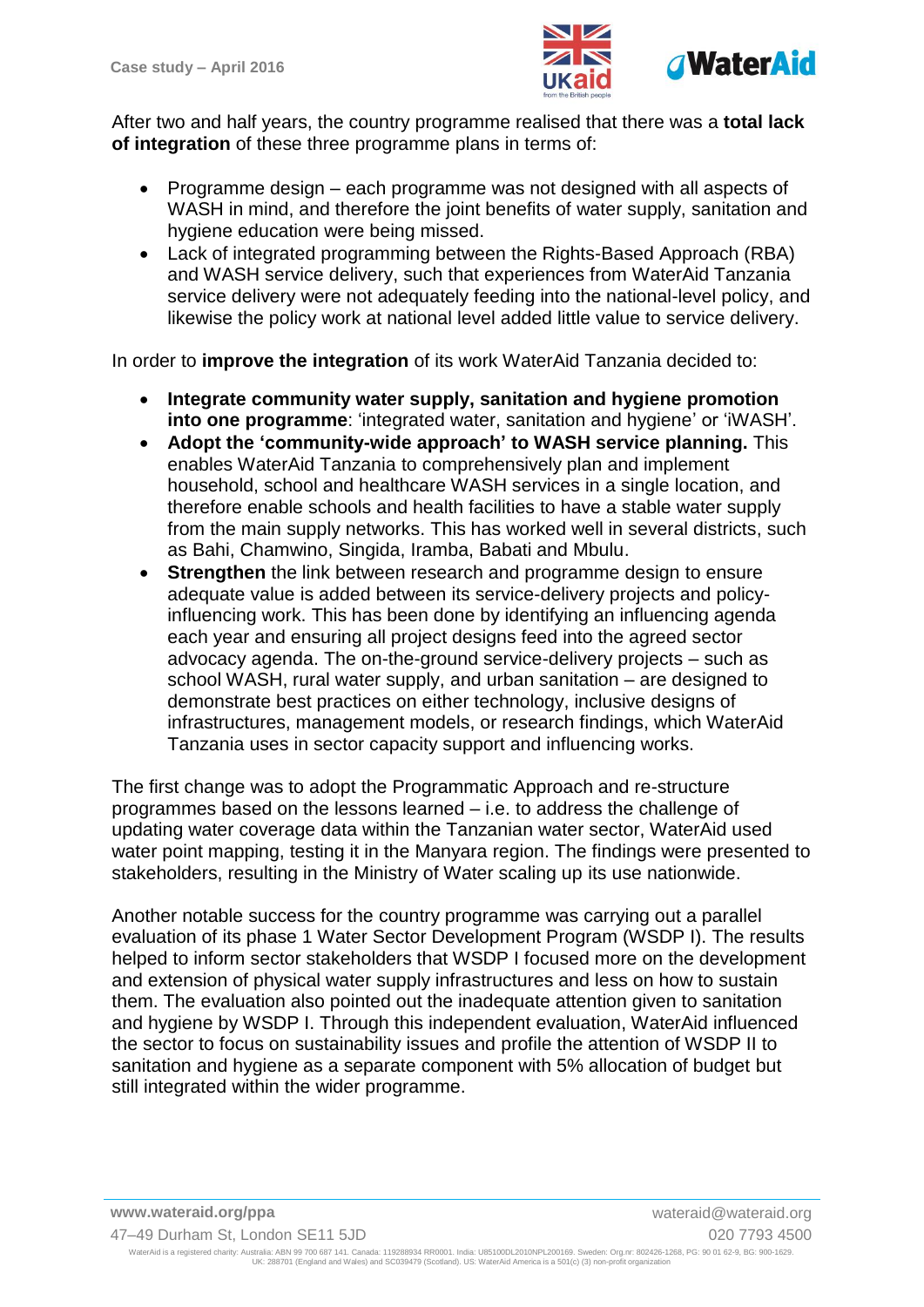After two and half years, the country programme realised that there was a **total lack of integration** of these three programme plans in terms of:

- Programme design – each programme was not designed with all aspects of WASH in mind, and therefore the joint benefits of water supply, sanitation and hygiene education were being missed.
- Lack of integrated programming between the Rights-Based Approach (RBA) and WASH service delivery, such that experiences from WaterAid Tanzania service delivery were not adequately feeding into the national-level policy, and likewise the policy work at national level added little value to service delivery.

In order to **improve the integration** of its work WaterAid Tanzania decided to:

- **Integrate community water supply, sanitation and hygiene promotion into one programme**: 'integrated water, sanitation and hygiene' or 'iWASH'.
- **Adopt the 'community-wide approach' to WASH service planning.** This enables WaterAid Tanzania to comprehensively plan and implement household, school and healthcare WASH services in a single location, and therefore enable schools and health facilities to have a stable water supply from the main supply networks. This has worked well in several districts, such as Bahi, Chamwino, Singida, Iramba, Babati and Mbulu.
- **Strengthen** the link between research and programme design to ensure adequate value is added between its service-delivery projects and policy-influencing work. This has been done by identifying an influencing agenda each year and ensuring all project designs feed into the agreed sector advocacy agenda. The on-the-ground service-delivery projects – such as school WASH, rural water supply, and urban sanitation – are designed to demonstrate best practices on either technology, inclusive designs of infrastructures, management models, or research findings, which WaterAid Tanzania uses in sector capacity support and influencing works.

The first change was to adopt the Programmatic Approach and re-structure programmes based on the lessons learned – i.e. to address the challenge of updating water coverage data within the Tanzanian water sector, WaterAid used water point mapping, testing it in the Manyara region. The findings were presented to stakeholders, resulting in the Ministry of Water scaling up its use nationwide.

Another notable success for the country programme was carrying out a parallel evaluation of its phase 1 Water Sector Development Program (WSDP I). The results helped to inform sector stakeholders that WSDP I focused more on the development and extension of physical water supply infrastructures and less on how to sustain them. The evaluation also pointed out the inadequate attention given to sanitation and hygiene by WSDP I. Through this independent evaluation, WaterAid influenced the sector to focus on sustainability issues and profile the attention of WSDP II to sanitation and hygiene as a separate component with 5% allocation of budget but still integrated within the wider programme.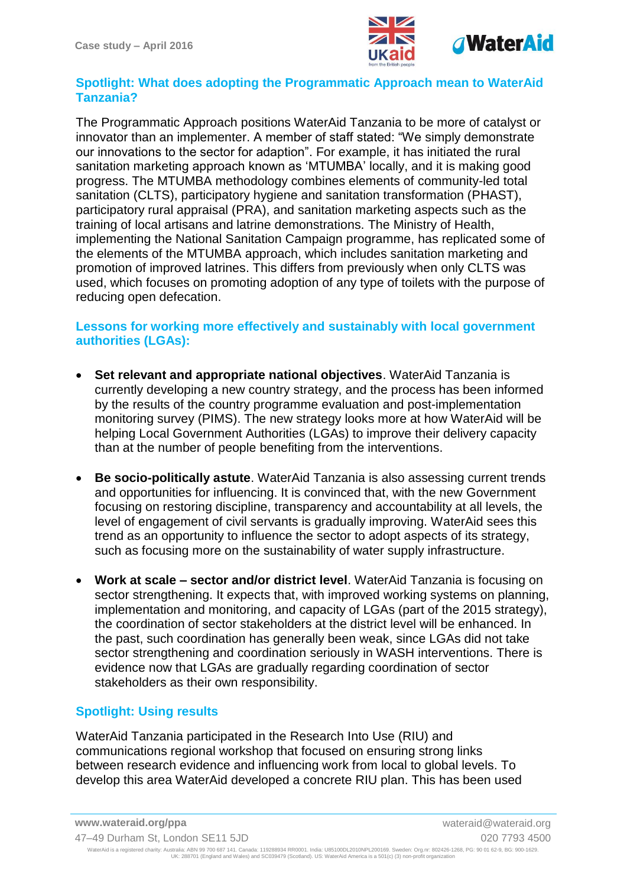## Spotlight: What does adopting the Programmatic Approach mean to WaterAid Tanzania?

The Programmatic Approach positions WaterAid Tanzania to be more of catalyst or innovator than an implementer. A member of staff stated: "We simply demonstrate our innovations to the sector for adaption". For example, it has initiated the rural sanitation marketing approach known as 'MTUMBA' locally, and it is making good progress. The MTUMBA methodology combines elements of community-led total sanitation (CLTS), participatory hygiene and sanitation transformation (PHAST), participatory rural appraisal (PRA), and sanitation marketing aspects such as the training of local artisans and latrine demonstrations. The Ministry of Health, implementing the National Sanitation Campaign programme, has replicated some of the elements of the MTUMBA approach, which includes sanitation marketing and promotion of improved latrines. This differs from previously when only CLTS was used, which focuses on promoting adoption of any type of toilets with the purpose of reducing open defecation.

## Lessons for working more effectively and sustainably with local government authorities (LGAs):

- **Set relevant and appropriate national objectives**. WaterAid Tanzania is currently developing a new country strategy, and the process has been informed by the results of the country programme evaluation and post-implementation monitoring survey (PIMS). The new strategy looks more at how WaterAid will be helping Local Government Authorities (LGAs) to improve their delivery capacity than at the number of people benefiting from the interventions.

- **Be socio-politically astute**. WaterAid Tanzania is also assessing current trends and opportunities for influencing. It is convinced that, with the new Government focusing on restoring discipline, transparency and accountability at all levels, the level of engagement of civil servants is gradually improving. WaterAid sees this trend as an opportunity to influence the sector to adopt aspects of its strategy, such as focusing more on the sustainability of water supply infrastructure.

- **Work at scale – sector and/or district level**. WaterAid Tanzania is focusing on sector strengthening. It expects that, with improved working systems on planning, implementation and monitoring, and capacity of LGAs (part of the 2015 strategy), the coordination of sector stakeholders at the district level will be enhanced. In the past, such coordination has generally been weak, since LGAs did not take sector strengthening and coordination seriously in WASH interventions. There is evidence now that LGAs are gradually regarding coordination of sector stakeholders as their own responsibility.

## Spotlight: Using results

WaterAid Tanzania participated in the Research Into Use (RIU) and communications regional workshop that focused on ensuring strong links between research evidence and influencing work from local to global levels. To develop this area WaterAid developed a concrete RIU plan. This has been used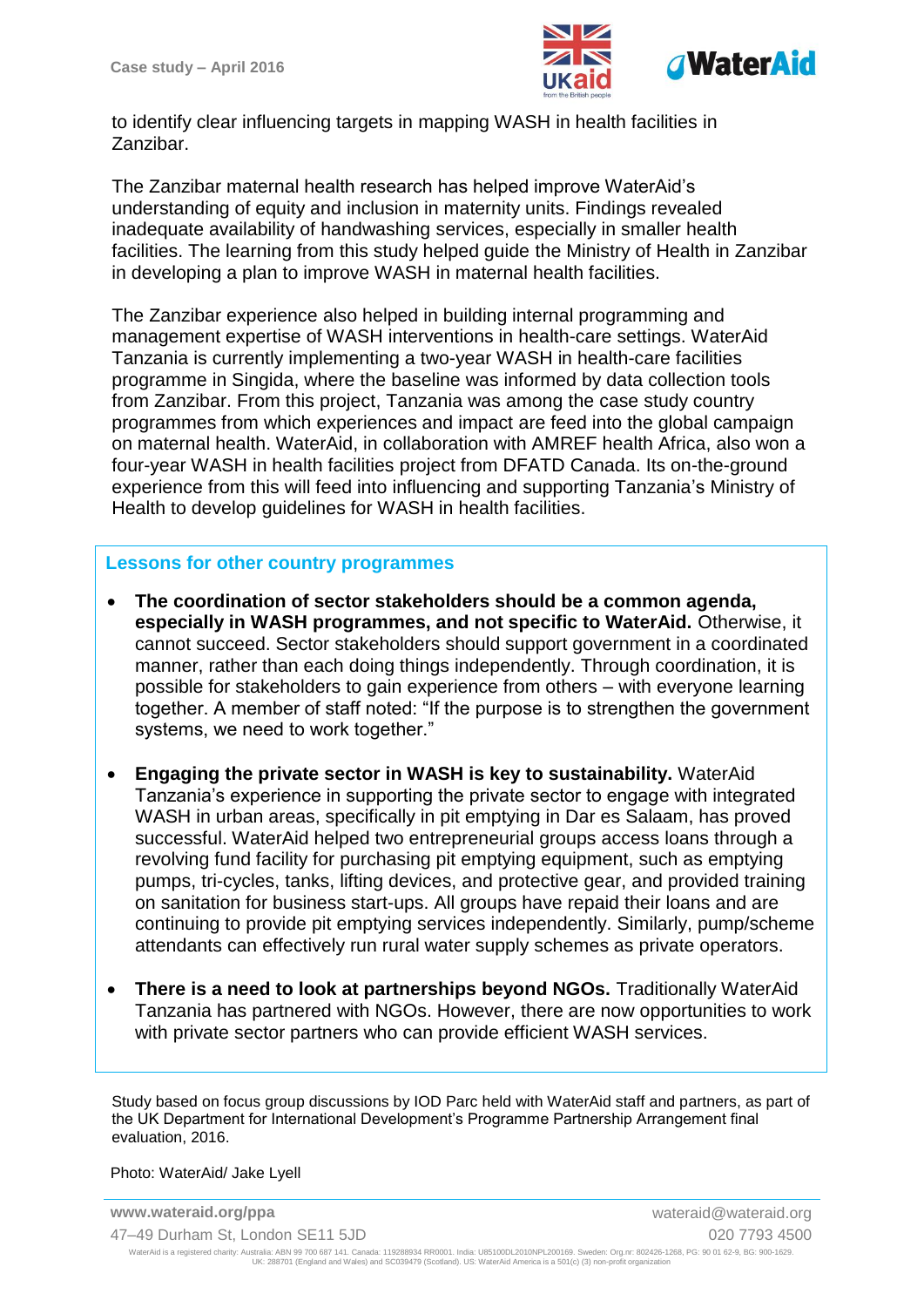to identify clear influencing targets in mapping WASH in health facilities in Zanzibar.

The Zanzibar maternal health research has helped improve WaterAid's understanding of equity and inclusion in maternity units. Findings revealed inadequate availability of handwashing services, especially in smaller health facilities. The learning from this study helped guide the Ministry of Health in Zanzibar in developing a plan to improve WASH in maternal health facilities.

The Zanzibar experience also helped in building internal programming and management expertise of WASH interventions in health-care settings. WaterAid Tanzania is currently implementing a two-year WASH in health-care facilities programme in Singida, where the baseline was informed by data collection tools from Zanzibar. From this project, Tanzania was among the case study country programmes from which experiences and impact are feed into the global campaign on maternal health. WaterAid, in collaboration with AMREF health Africa, also won a four-year WASH in health facilities project from DFATD Canada. Its on-the-ground experience from this will feed into influencing and supporting Tanzania's Ministry of Health to develop guidelines for WASH in health facilities.

## Lessons for other country programmes

- **The coordination of sector stakeholders should be a common agenda, especially in WASH programmes, and not specific to WaterAid.** Otherwise, it cannot succeed. Sector stakeholders should support government in a coordinated manner, rather than each doing things independently. Through coordination, it is possible for stakeholders to gain experience from others – with everyone learning together. A member of staff noted: "If the purpose is to strengthen the government systems, we need to work together."

- **Engaging the private sector in WASH is key to sustainability.** WaterAid Tanzania's experience in supporting the private sector to engage with integrated WASH in urban areas, specifically in pit emptying in Dar es Salaam, has proved successful. WaterAid helped two entrepreneurial groups access loans through a revolving fund facility for purchasing pit emptying equipment, such as emptying pumps, tri-cycles, tanks, lifting devices, and protective gear, and provided training on sanitation for business start-ups. All groups have repaid their loans and are continuing to provide pit emptying services independently. Similarly, pump/scheme attendants can effectively run rural water supply schemes as private operators.

- **There is a need to look at partnerships beyond NGOs.** Traditionally WaterAid Tanzania has partnered with NGOs. However, there are now opportunities to work with private sector partners who can provide efficient WASH services.

Study based on focus group discussions by IOD Parc held with WaterAid staff and partners, as part of the UK Department for International Development's Programme Partnership Arrangement final evaluation, 2016.

Photo: WaterAid/ Jake Lyell